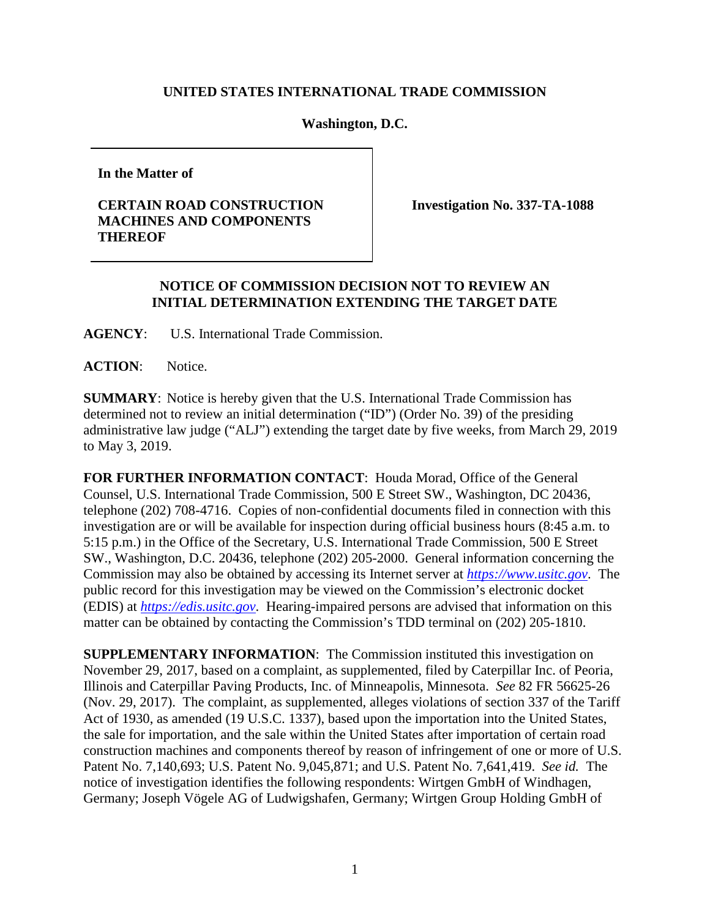**UNITED STATES INTERNATIONAL TRADE COMMISSION**

**Washington, D.C.**

| **In the Matter of**<br><br>**CERTAIN ROAD CONSTRUCTION MACHINES AND COMPONENTS THEREOF** | **Investigation No. 337-TA-1088** |
|---|---|

**NOTICE OF COMMISSION DECISION NOT TO REVIEW AN INITIAL DETERMINATION EXTENDING THE TARGET DATE**

**AGENCY**: U.S. International Trade Commission.

**ACTION**: Notice.

**SUMMARY**: Notice is hereby given that the U.S. International Trade Commission has determined not to review an initial determination ("ID") (Order No. 39) of the presiding administrative law judge ("ALJ") extending the target date by five weeks, from March 29, 2019 to May 3, 2019.

**FOR FURTHER INFORMATION CONTACT**: Houda Morad, Office of the General Counsel, U.S. International Trade Commission, 500 E Street SW., Washington, DC 20436, telephone (202) 708-4716. Copies of non-confidential documents filed in connection with this investigation are or will be available for inspection during official business hours (8:45 a.m. to 5:15 p.m.) in the Office of the Secretary, U.S. International Trade Commission, 500 E Street SW., Washington, D.C. 20436, telephone (202) 205-2000. General information concerning the Commission may also be obtained by accessing its Internet server at *https://www.usitc.gov*. The public record for this investigation may be viewed on the Commission's electronic docket (EDIS) at *https://edis.usitc.gov*. Hearing-impaired persons are advised that information on this matter can be obtained by contacting the Commission's TDD terminal on (202) 205-1810.

**SUPPLEMENTARY INFORMATION**: The Commission instituted this investigation on November 29, 2017, based on a complaint, as supplemented, filed by Caterpillar Inc. of Peoria, Illinois and Caterpillar Paving Products, Inc. of Minneapolis, Minnesota. *See* 82 FR 56625-26 (Nov. 29, 2017). The complaint, as supplemented, alleges violations of section 337 of the Tariff Act of 1930, as amended (19 U.S.C. 1337), based upon the importation into the United States, the sale for importation, and the sale within the United States after importation of certain road construction machines and components thereof by reason of infringement of one or more of U.S. Patent No. 7,140,693; U.S. Patent No. 9,045,871; and U.S. Patent No. 7,641,419. *See id.* The notice of investigation identifies the following respondents: Wirtgen GmbH of Windhagen, Germany; Joseph Vögele AG of Ludwigshafen, Germany; Wirtgen Group Holding GmbH of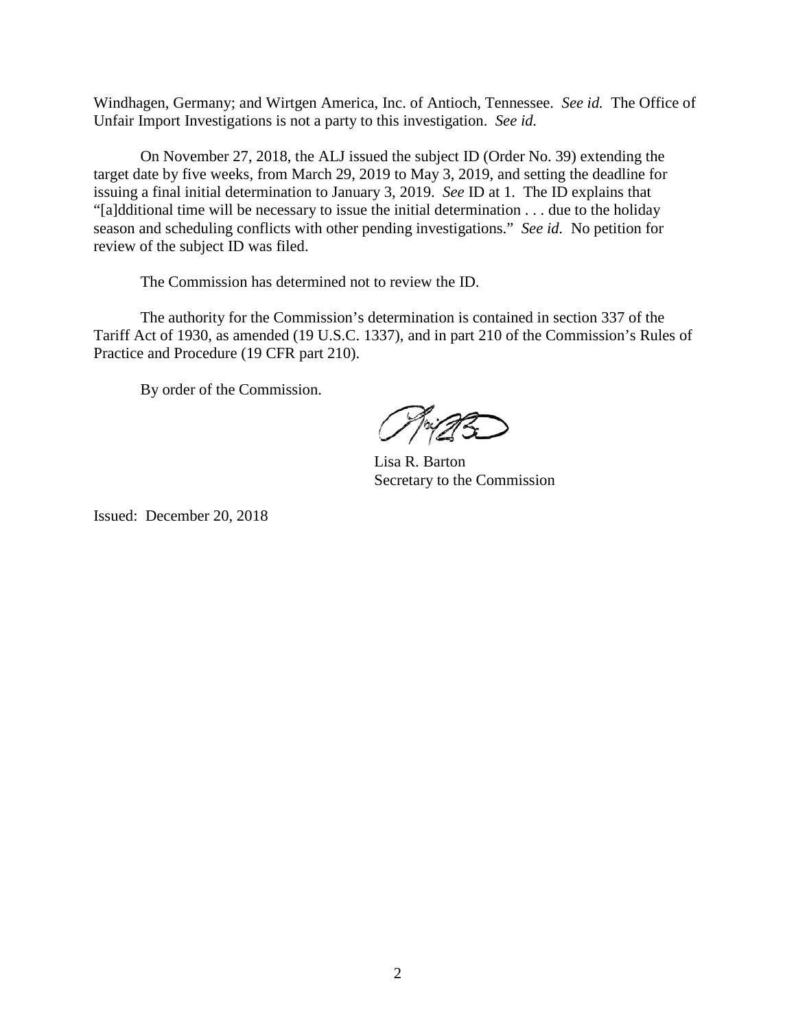Windhagen, Germany; and Wirtgen America, Inc. of Antioch, Tennessee. *See id.* The Office of Unfair Import Investigations is not a party to this investigation. *See id.*

On November 27, 2018, the ALJ issued the subject ID (Order No. 39) extending the target date by five weeks, from March 29, 2019 to May 3, 2019, and setting the deadline for issuing a final initial determination to January 3, 2019. *See* ID at 1. The ID explains that "[a]dditional time will be necessary to issue the initial determination . . . due to the holiday season and scheduling conflicts with other pending investigations." *See id.* No petition for review of the subject ID was filed.

The Commission has determined not to review the ID.

The authority for the Commission's determination is contained in section 337 of the Tariff Act of 1930, as amended (19 U.S.C. 1337), and in part 210 of the Commission's Rules of Practice and Procedure (19 CFR part 210).

By order of the Commission.

Lisa R. Barton
Secretary to the Commission

Issued: December 20, 2018